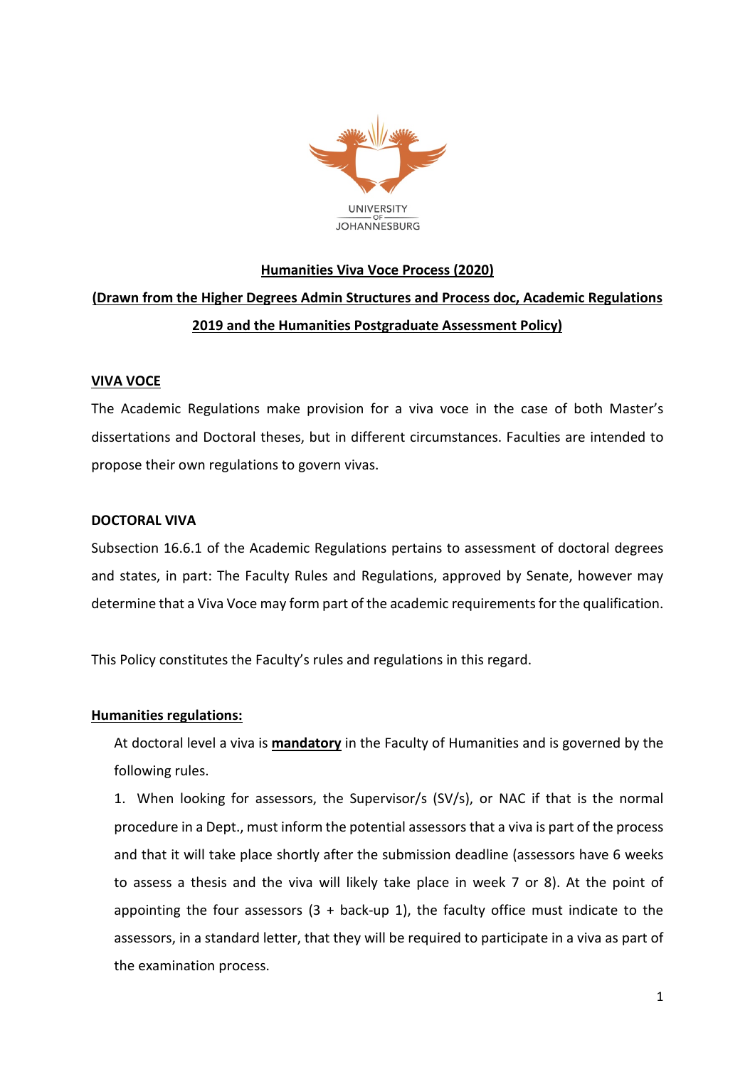UNIVERSITY OF JOHANNESBURG

# Humanities Viva Voce Process (2020)

## (Drawn from the Higher Degrees Admin Structures and Process doc, Academic Regulations 2019 and the Humanities Postgraduate Assessment Policy)

## VIVA VOCE

The Academic Regulations make provision for a viva voce in the case of both Master's dissertations and Doctoral theses, but in different circumstances. Faculties are intended to propose their own regulations to govern vivas.

## DOCTORAL VIVA

Subsection 16.6.1 of the Academic Regulations pertains to assessment of doctoral degrees and states, in part: The Faculty Rules and Regulations, approved by Senate, however may determine that a Viva Voce may form part of the academic requirements for the qualification.

This Policy constitutes the Faculty's rules and regulations in this regard.

### Humanities regulations:

At doctoral level a viva is **mandatory** in the Faculty of Humanities and is governed by the following rules.

1. When looking for assessors, the Supervisor/s (SV/s), or NAC if that is the normal procedure in a Dept., must inform the potential assessors that a viva is part of the process and that it will take place shortly after the submission deadline (assessors have 6 weeks to assess a thesis and the viva will likely take place in week 7 or 8). At the point of appointing the four assessors (3 + back-up 1), the faculty office must indicate to the assessors, in a standard letter, that they will be required to participate in a viva as part of the examination process.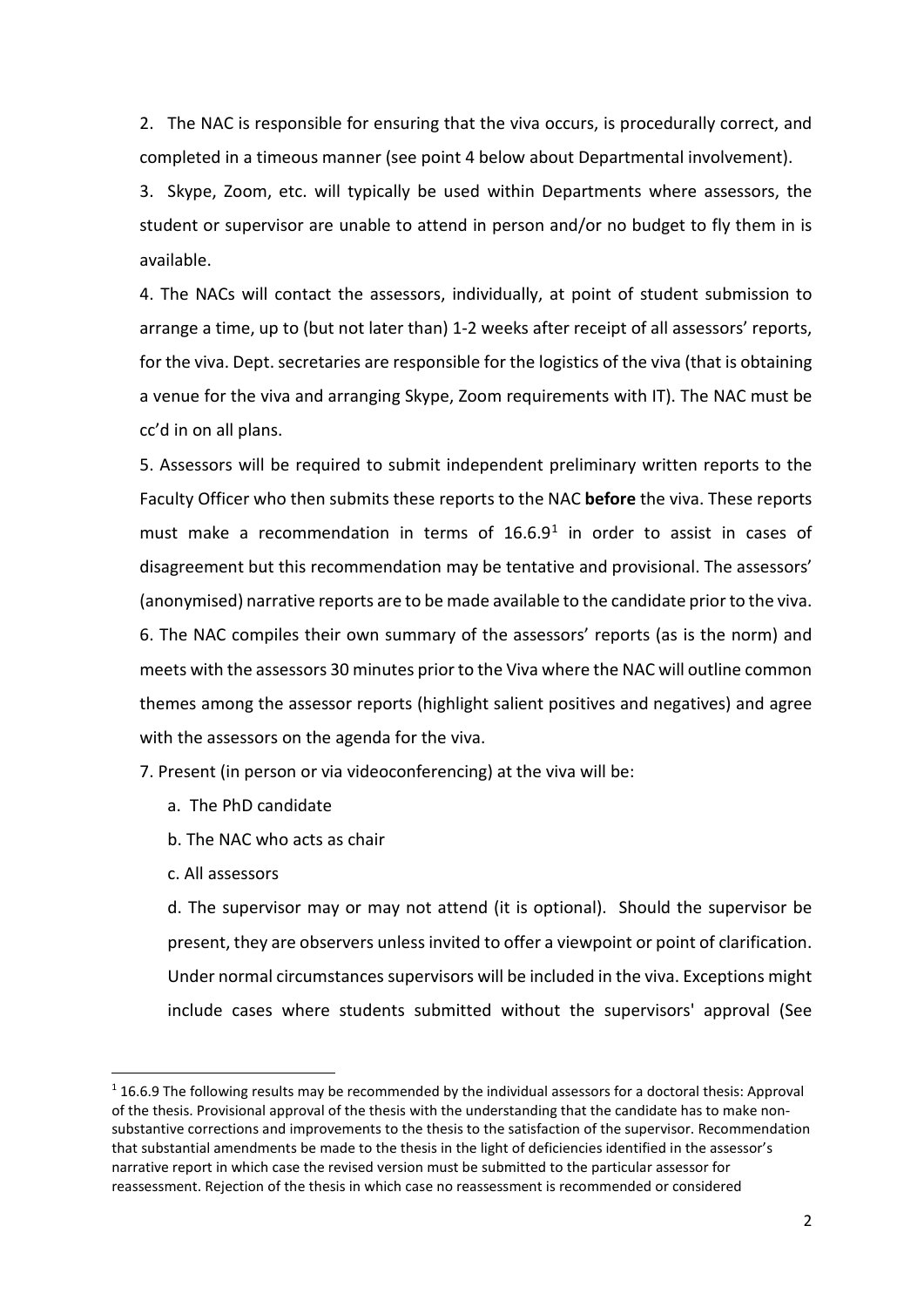2. The NAC is responsible for ensuring that the viva occurs, is procedurally correct, and completed in a timeous manner (see point 4 below about Departmental involvement).

3. Skype, Zoom, etc. will typically be used within Departments where assessors, the student or supervisor are unable to attend in person and/or no budget to fly them in is available.

4. The NACs will contact the assessors, individually, at point of student submission to arrange a time, up to (but not later than) 1-2 weeks after receipt of all assessors' reports, for the viva. Dept. secretaries are responsible for the logistics of the viva (that is obtaining a venue for the viva and arranging Skype, Zoom requirements with IT). The NAC must be cc'd in on all plans.

5. Assessors will be required to submit independent preliminary written reports to the Faculty Officer who then submits these reports to the NAC **before** the viva. These reports must make a recommendation in terms of 16.6.9[1] in order to assist in cases of disagreement but this recommendation may be tentative and provisional. The assessors' (anonymised) narrative reports are to be made available to the candidate prior to the viva.

6. The NAC compiles their own summary of the assessors' reports (as is the norm) and meets with the assessors 30 minutes prior to the Viva where the NAC will outline common themes among the assessor reports (highlight salient positives and negatives) and agree with the assessors on the agenda for the viva.

7. Present (in person or via videoconferencing) at the viva will be:

   a. The PhD candidate

   b. The NAC who acts as chair

   c. All assessors

   d. The supervisor may or may not attend (it is optional). Should the supervisor be present, they are observers unless invited to offer a viewpoint or point of clarification. Under normal circumstances supervisors will be included in the viva. Exceptions might include cases where students submitted without the supervisors' approval (See

---

[1] 16.6.9 The following results may be recommended by the individual assessors for a doctoral thesis: Approval of the thesis. Provisional approval of the thesis with the understanding that the candidate has to make non-substantive corrections and improvements to the thesis to the satisfaction of the supervisor. Recommendation that substantial amendments be made to the thesis in the light of deficiencies identified in the assessor's narrative report in which case the revised version must be submitted to the particular assessor for reassessment. Rejection of the thesis in which case no reassessment is recommended or considered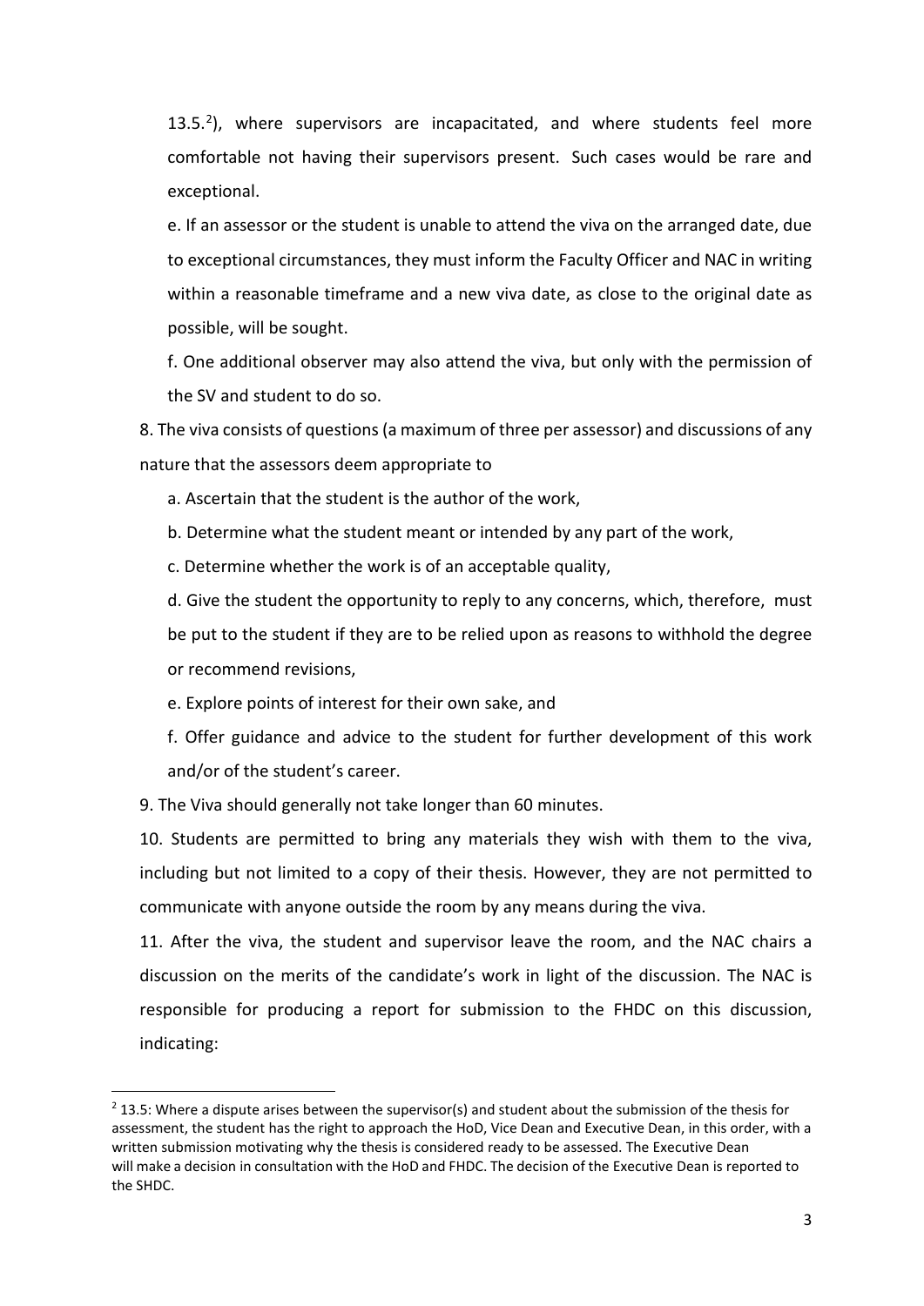13.5.[2]), where supervisors are incapacitated, and where students feel more comfortable not having their supervisors present. Such cases would be rare and exceptional.

e. If an assessor or the student is unable to attend the viva on the arranged date, due to exceptional circumstances, they must inform the Faculty Officer and NAC in writing within a reasonable timeframe and a new viva date, as close to the original date as possible, will be sought.

f. One additional observer may also attend the viva, but only with the permission of the SV and student to do so.

8. The viva consists of questions (a maximum of three per assessor) and discussions of any nature that the assessors deem appropriate to

   a. Ascertain that the student is the author of the work,

   b. Determine what the student meant or intended by any part of the work,

   c. Determine whether the work is of an acceptable quality,

   d. Give the student the opportunity to reply to any concerns, which, therefore, must be put to the student if they are to be relied upon as reasons to withhold the degree or recommend revisions,

   e. Explore points of interest for their own sake, and

   f. Offer guidance and advice to the student for further development of this work and/or of the student's career.

9. The Viva should generally not take longer than 60 minutes.

10. Students are permitted to bring any materials they wish with them to the viva, including but not limited to a copy of their thesis. However, they are not permitted to communicate with anyone outside the room by any means during the viva.

11. After the viva, the student and supervisor leave the room, and the NAC chairs a discussion on the merits of the candidate's work in light of the discussion. The NAC is responsible for producing a report for submission to the FHDC on this discussion, indicating:

---

[2] 13.5: Where a dispute arises between the supervisor(s) and student about the submission of the thesis for assessment, the student has the right to approach the HoD, Vice Dean and Executive Dean, in this order, with a written submission motivating why the thesis is considered ready to be assessed. The Executive Dean will make a decision in consultation with the HoD and FHDC. The decision of the Executive Dean is reported to the SHDC.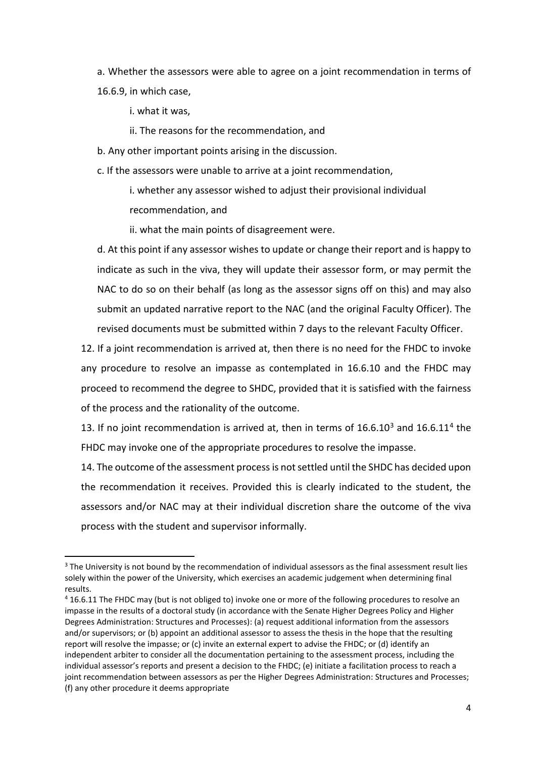a. Whether the assessors were able to agree on a joint recommendation in terms of 16.6.9, in which case,

i. what it was,

ii. The reasons for the recommendation, and

b. Any other important points arising in the discussion.

c. If the assessors were unable to arrive at a joint recommendation,

i. whether any assessor wished to adjust their provisional individual recommendation, and

ii. what the main points of disagreement were.

d. At this point if any assessor wishes to update or change their report and is happy to indicate as such in the viva, they will update their assessor form, or may permit the NAC to do so on their behalf (as long as the assessor signs off on this) and may also submit an updated narrative report to the NAC (and the original Faculty Officer). The revised documents must be submitted within 7 days to the relevant Faculty Officer.

12. If a joint recommendation is arrived at, then there is no need for the FHDC to invoke any procedure to resolve an impasse as contemplated in 16.6.10 and the FHDC may proceed to recommend the degree to SHDC, provided that it is satisfied with the fairness of the process and the rationality of the outcome.

13. If no joint recommendation is arrived at, then in terms of 16.6.10[3] and 16.6.11[4] the FHDC may invoke one of the appropriate procedures to resolve the impasse.

14. The outcome of the assessment process is not settled until the SHDC has decided upon the recommendation it receives. Provided this is clearly indicated to the student, the assessors and/or NAC may at their individual discretion share the outcome of the viva process with the student and supervisor informally.

---

[3] The University is not bound by the recommendation of individual assessors as the final assessment result lies solely within the power of the University, which exercises an academic judgement when determining final results.

[4] 16.6.11 The FHDC may (but is not obliged to) invoke one or more of the following procedures to resolve an impasse in the results of a doctoral study (in accordance with the Senate Higher Degrees Policy and Higher Degrees Administration: Structures and Processes): (a) request additional information from the assessors and/or supervisors; or (b) appoint an additional assessor to assess the thesis in the hope that the resulting report will resolve the impasse; or (c) invite an external expert to advise the FHDC; or (d) identify an independent arbiter to consider all the documentation pertaining to the assessment process, including the individual assessor's reports and present a decision to the FHDC; (e) initiate a facilitation process to reach a joint recommendation between assessors as per the Higher Degrees Administration: Structures and Processes; (f) any other procedure it deems appropriate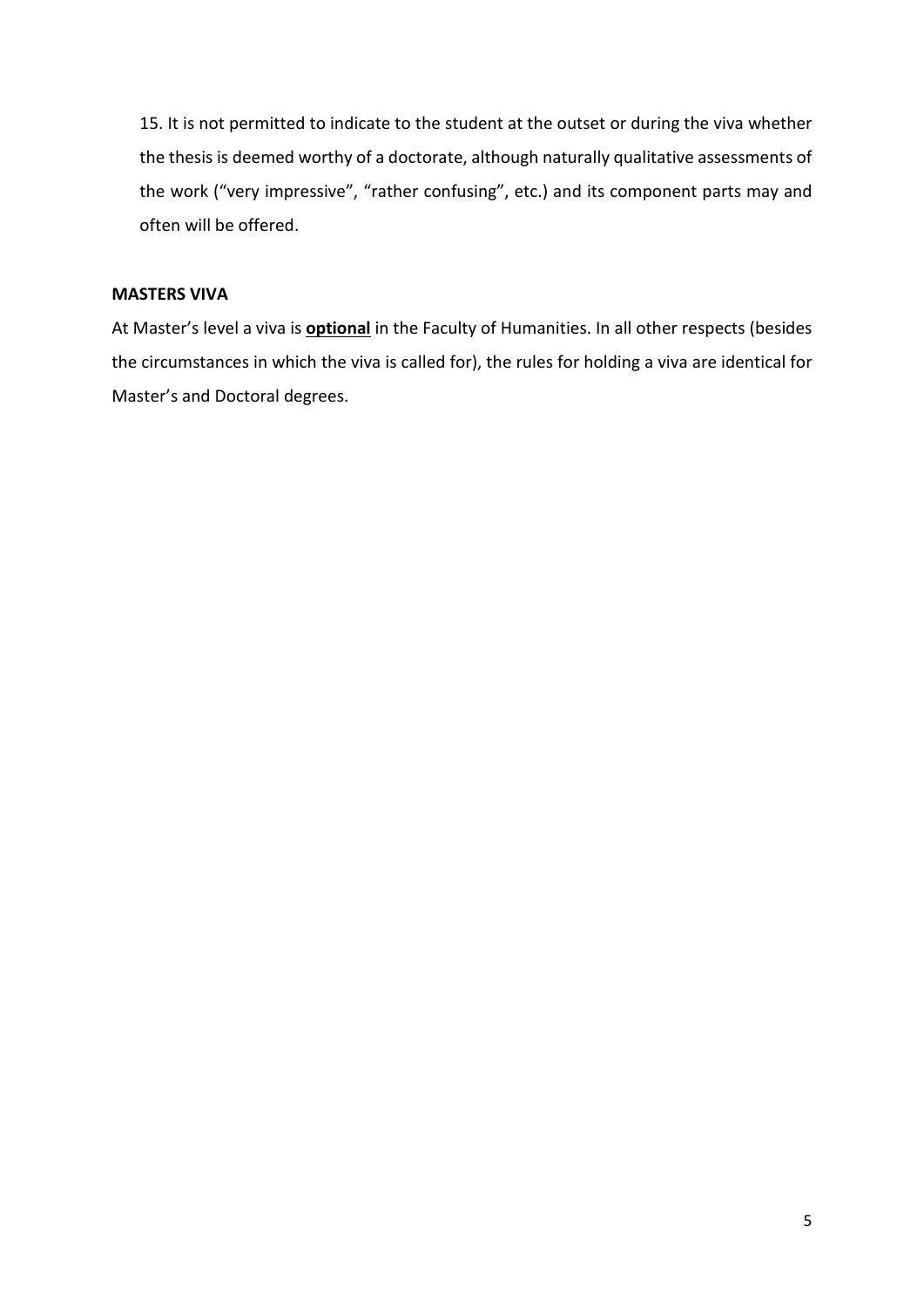15. It is not permitted to indicate to the student at the outset or during the viva whether the thesis is deemed worthy of a doctorate, although naturally qualitative assessments of the work ("very impressive", "rather confusing", etc.) and its component parts may and often will be offered.

**MASTERS VIVA**

At Master's level a viva is **optional** in the Faculty of Humanities. In all other respects (besides the circumstances in which the viva is called for), the rules for holding a viva are identical for Master's and Doctoral degrees.